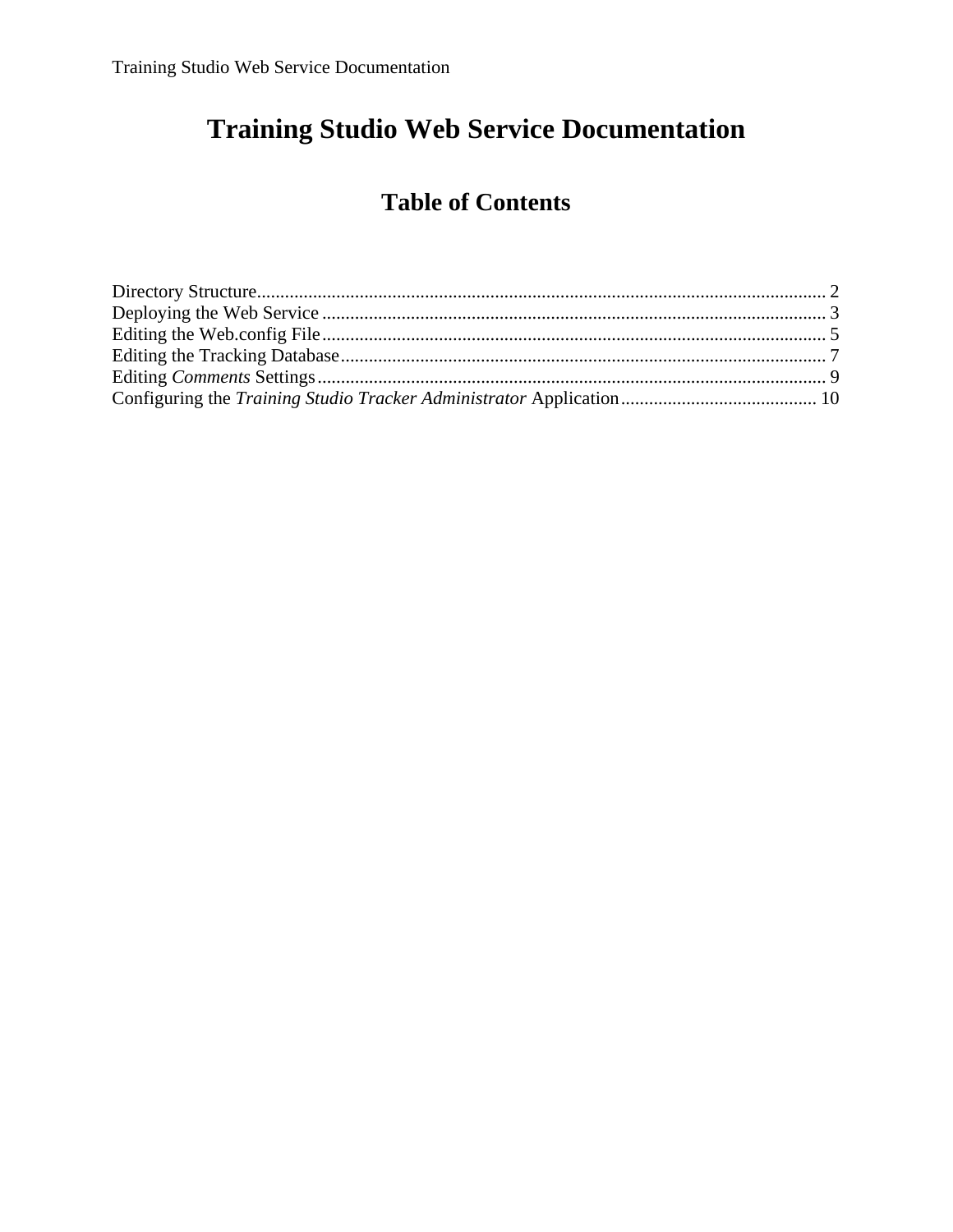# Training Studio Web Service Documentation

## Table of Contents

Directory Structure........................................................................................................................ 2
Deploying the Web Service ........................................................................................................... 3
Editing the Web.config File........................................................................................................... 5
Editing the Tracking Database...................................................................................................... 7
Editing *Comments* Settings............................................................................................................ 9
Configuring the *Training Studio Tracker Administrator* Application.......................................... 10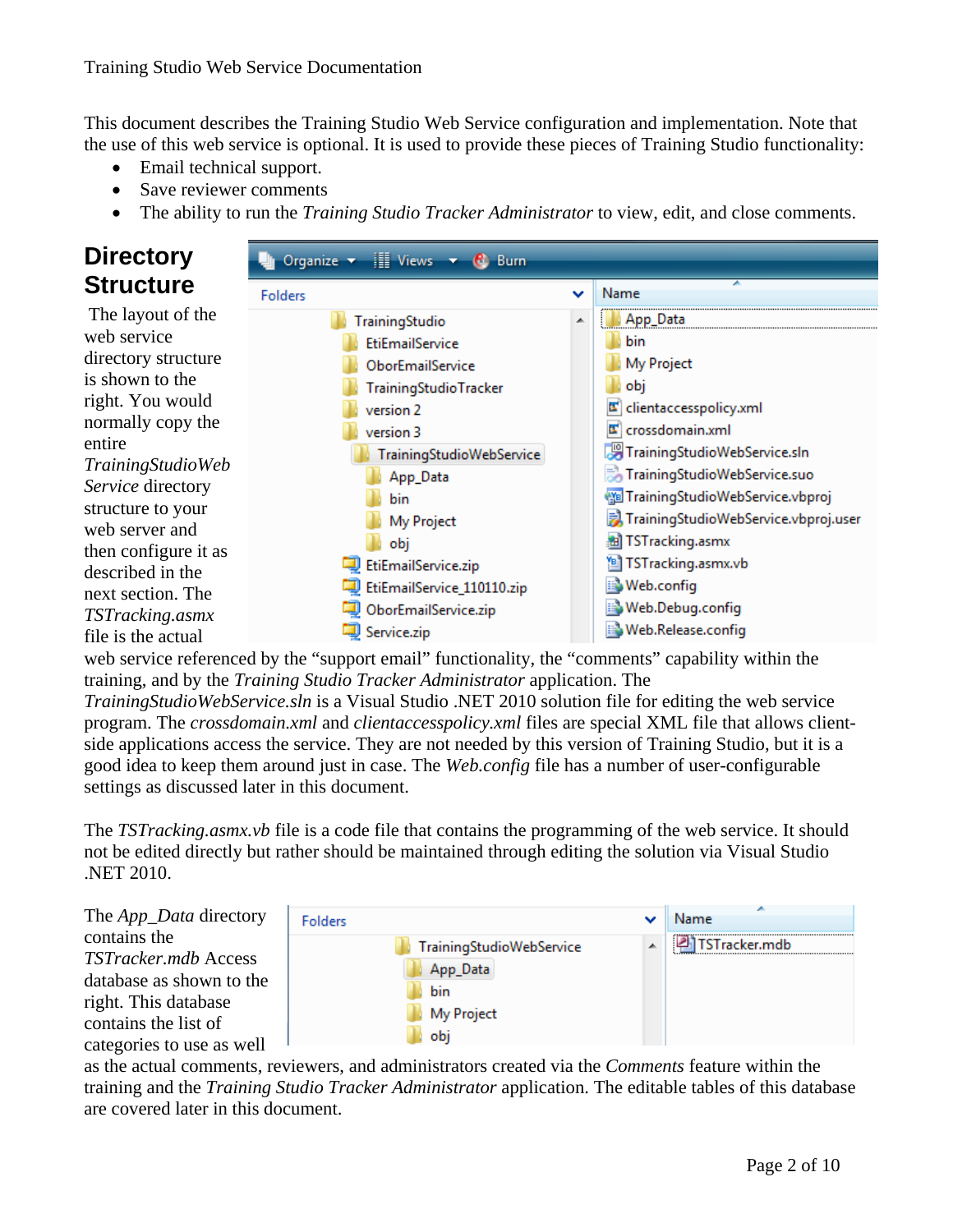This document describes the Training Studio Web Service configuration and implementation. Note that the use of this web service is optional. It is used to provide these pieces of Training Studio functionality:

- Email technical support.
- Save reviewer comments
- The ability to run the *Training Studio Tracker Administrator* to view, edit, and close comments.

## Directory Structure

The layout of the web service directory structure is shown to the right. You would normally copy the entire *TrainingStudioWebService* directory structure to your web server and then configure it as described in the next section. The *TSTracking.asmx* file is the actual web service referenced by the "support email" functionality, the "comments" capability within the training, and by the *Training Studio Tracker Administrator* application. The *TrainingStudioWebService.sln* is a Visual Studio .NET 2010 solution file for editing the web service program. The *crossdomain.xml* and *clientaccesspolicy.xml* files are special XML file that allows client-side applications access the service. They are not needed by this version of Training Studio, but it is a good idea to keep them around just in case. The *Web.config* file has a number of user-configurable settings as discussed later in this document.

The *TSTracking.asmx.vb* file is a code file that contains the programming of the web service. It should not be edited directly but rather should be maintained through editing the solution via Visual Studio .NET 2010.

The *App_Data* directory contains the *TSTracker.mdb* Access database as shown to the right. This database contains the list of categories to use as well as the actual comments, reviewers, and administrators created via the *Comments* feature within the training and the *Training Studio Tracker Administrator* application. The editable tables of this database are covered later in this document.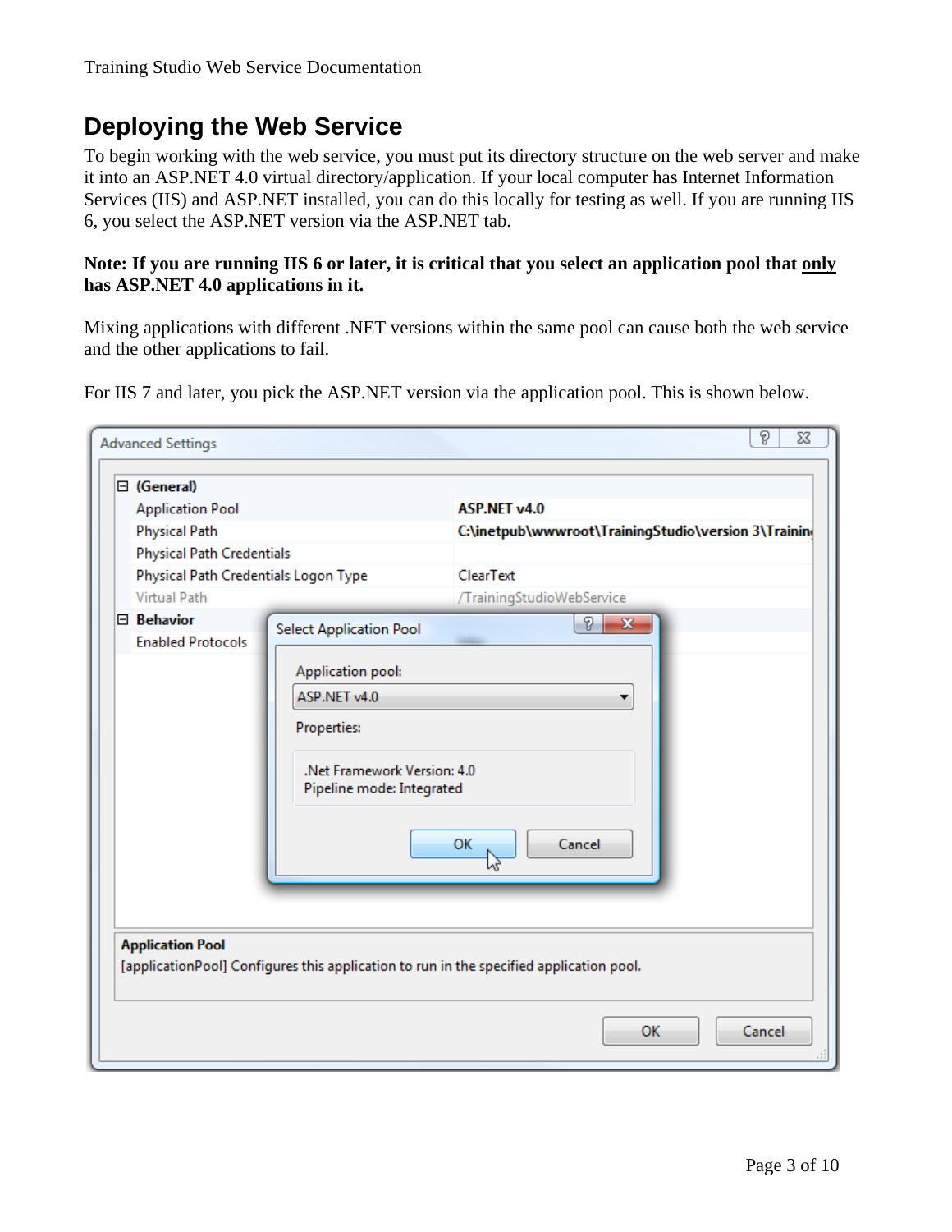## Deploying the Web Service

To begin working with the web service, you must put its directory structure on the web server and make it into an ASP.NET 4.0 virtual directory/application. If your local computer has Internet Information Services (IIS) and ASP.NET installed, you can do this locally for testing as well. If you are running IIS 6, you select the ASP.NET version via the ASP.NET tab.

**Note: If you are running IIS 6 or later, it is critical that you select an application pool that <u>only</u> has ASP.NET 4.0 applications in it.**

Mixing applications with different .NET versions within the same pool can cause both the web service and the other applications to fail.

For IIS 7 and later, you pick the ASP.NET version via the application pool. This is shown below.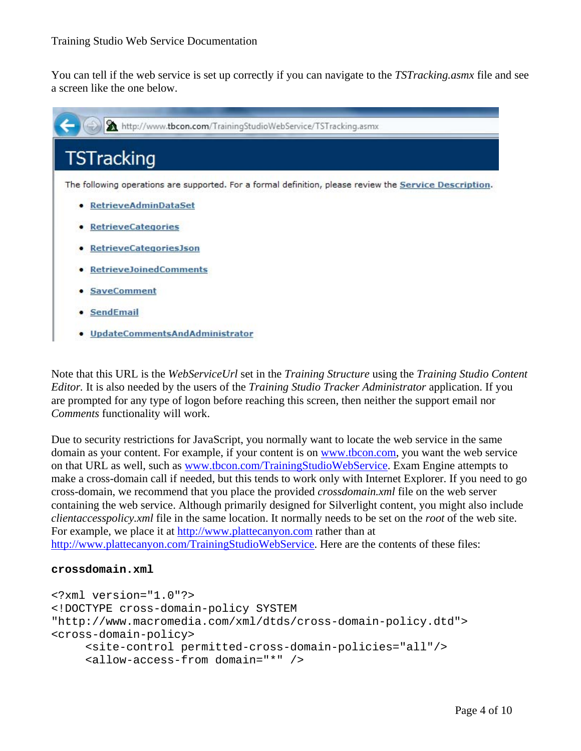You can tell if the web service is set up correctly if you can navigate to the *TSTracking.asmx* file and see a screen like the one below.

Note that this URL is the *WebServiceUrl* set in the *Training Structure* using the *Training Studio Content Editor*. It is also needed by the users of the *Training Studio Tracker Administrator* application. If you are prompted for any type of logon before reaching this screen, then neither the support email nor *Comments* functionality will work.

Due to security restrictions for JavaScript, you normally want to locate the web service in the same domain as your content. For example, if your content is on www.tbcon.com, you want the web service on that URL as well, such as www.tbcon.com/TrainingStudioWebService. Exam Engine attempts to make a cross-domain call if needed, but this tends to work only with Internet Explorer. If you need to go cross-domain, we recommend that you place the provided *crossdomain.xml* file on the web server containing the web service. Although primarily designed for Silverlight content, you might also include *clientaccesspolicy.xml* file in the same location. It normally needs to be set on the *root* of the web site. For example, we place it at http://www.plattecanyon.com rather than at http://www.plattecanyon.com/TrainingStudioWebService. Here are the contents of these files:

**crossdomain.xml**

```
<?xml version="1.0"?>
<!DOCTYPE cross-domain-policy SYSTEM
"http://www.macromedia.com/xml/dtds/cross-domain-policy.dtd">
<cross-domain-policy>
     <site-control permitted-cross-domain-policies="all"/>
     <allow-access-from domain="*" />
```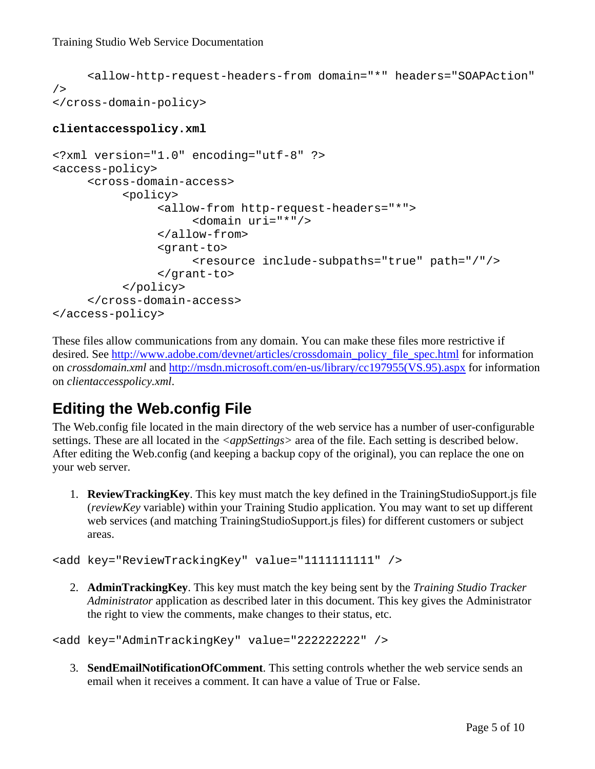```
    <allow-http-request-headers-from domain="*" headers="SOAPAction"
/>
</cross-domain-policy>
```

**clientaccesspolicy.xml**

```
<?xml version="1.0" encoding="utf-8" ?>
<access-policy>
    <cross-domain-access>
        <policy>
            <allow-from http-request-headers="*">
                <domain uri="*"/>
            </allow-from>
            <grant-to>
                <resource include-subpaths="true" path="/"/>
            </grant-to>
        </policy>
    </cross-domain-access>
</access-policy>
```

These files allow communications from any domain. You can make these files more restrictive if desired. See http://www.adobe.com/devnet/articles/crossdomain_policy_file_spec.html for information on *crossdomain.xml* and http://msdn.microsoft.com/en-us/library/cc197955(VS.95).aspx for information on *clientaccesspolicy.xml*.

## Editing the Web.config File

The Web.config file located in the main directory of the web service has a number of user-configurable settings. These are all located in the *<appSettings>* area of the file. Each setting is described below. After editing the Web.config (and keeping a backup copy of the original), you can replace the one on your web server.

1. **ReviewTrackingKey**. This key must match the key defined in the TrainingStudioSupport.js file (*reviewKey* variable) within your Training Studio application. You may want to set up different web services (and matching TrainingStudioSupport.js files) for different customers or subject areas.

```
<add key="ReviewTrackingKey" value="1111111111" />
```

2. **AdminTrackingKey**. This key must match the key being sent by the *Training Studio Tracker Administrator* application as described later in this document. This key gives the Administrator the right to view the comments, make changes to their status, etc.

```
<add key="AdminTrackingKey" value="222222222" />
```

3. **SendEmailNotificationOfComment**. This setting controls whether the web service sends an email when it receives a comment. It can have a value of True or False.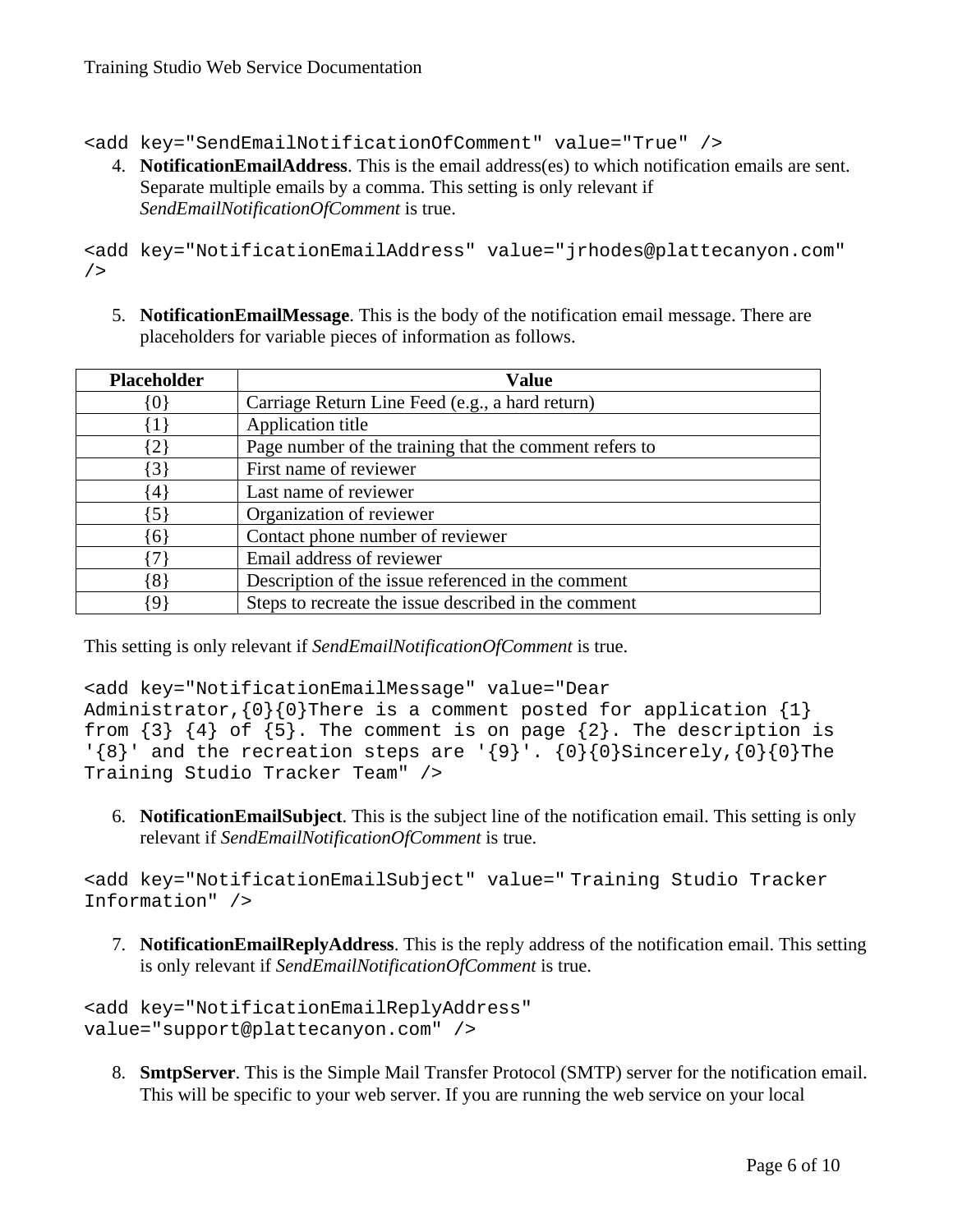```
<add key="SendEmailNotificationOfComment" value="True" />
```

4. **NotificationEmailAddress**. This is the email address(es) to which notification emails are sent. Separate multiple emails by a comma. This setting is only relevant if *SendEmailNotificationOfComment* is true.

```
<add key="NotificationEmailAddress" value="jrhodes@plattecanyon.com" />
```

5. **NotificationEmailMessage**. This is the body of the notification email message. There are placeholders for variable pieces of information as follows.

| Placeholder | Value |
| --- | --- |
| {0} | Carriage Return Line Feed (e.g., a hard return) |
| {1} | Application title |
| {2} | Page number of the training that the comment refers to |
| {3} | First name of reviewer |
| {4} | Last name of reviewer |
| {5} | Organization of reviewer |
| {6} | Contact phone number of reviewer |
| {7} | Email address of reviewer |
| {8} | Description of the issue referenced in the comment |
| {9} | Steps to recreate the issue described in the comment |

This setting is only relevant if *SendEmailNotificationOfComment* is true.

```
<add key="NotificationEmailMessage" value="Dear Administrator,{0}{0}There is a comment posted for application {1} from {3} {4} of {5}. The comment is on page {2}. The description is '{8}' and the recreation steps are '{9}'. {0}{0}Sincerely,{0}{0}The Training Studio Tracker Team" />
```

6. **NotificationEmailSubject**. This is the subject line of the notification email. This setting is only relevant if *SendEmailNotificationOfComment* is true.

```
<add key="NotificationEmailSubject" value=" Training Studio Tracker Information" />
```

7. **NotificationEmailReplyAddress**. This is the reply address of the notification email. This setting is only relevant if *SendEmailNotificationOfComment* is true.

```
<add key="NotificationEmailReplyAddress" value="support@plattecanyon.com" />
```

8. **SmtpServer**. This is the Simple Mail Transfer Protocol (SMTP) server for the notification email. This will be specific to your web server. If you are running the web service on your local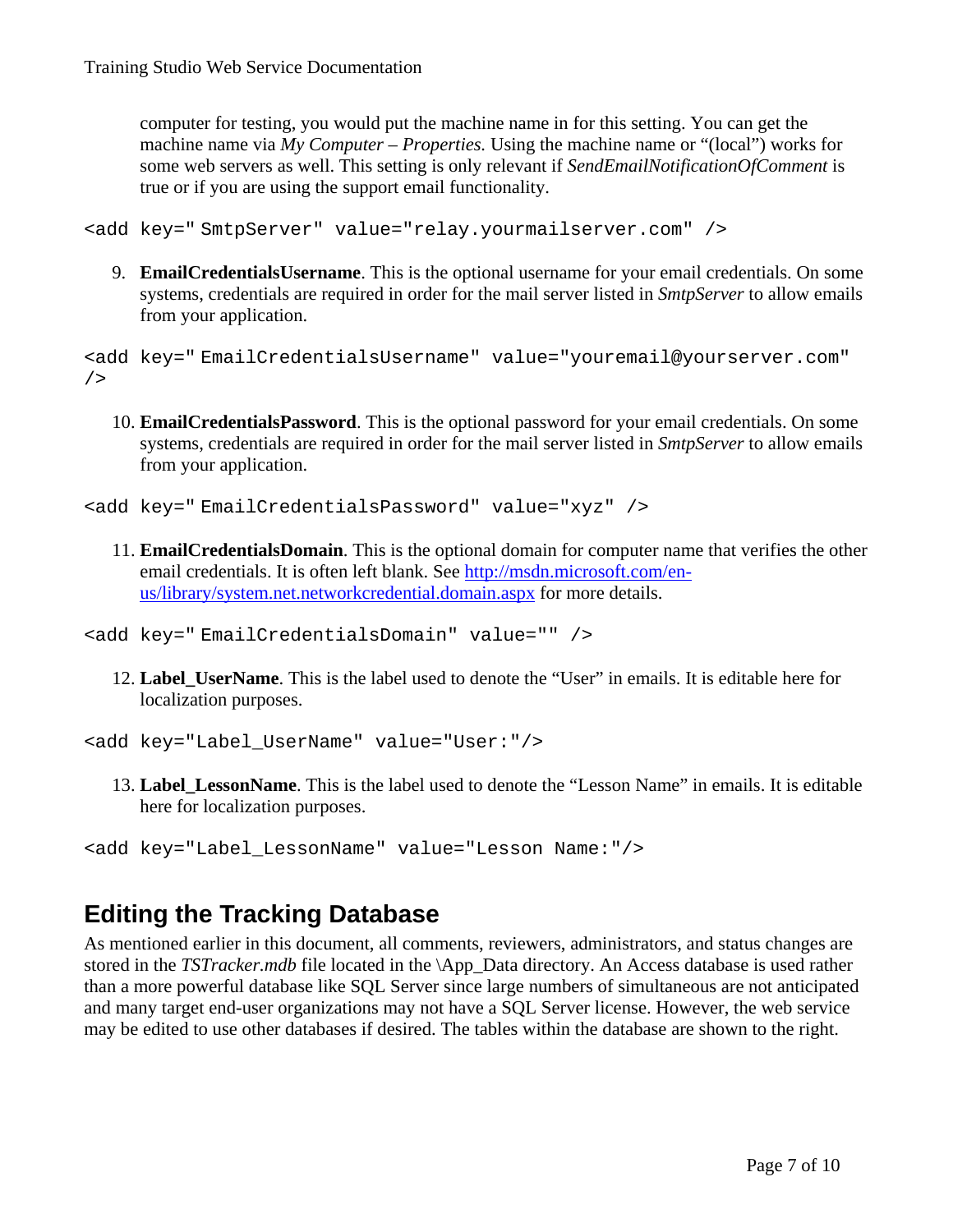computer for testing, you would put the machine name in for this setting. You can get the machine name via *My Computer – Properties.* Using the machine name or "(local") works for some web servers as well. This setting is only relevant if *SendEmailNotificationOfComment* is true or if you are using the support email functionality.

```
<add key=" SmtpServer" value="relay.yourmailserver.com" />
```

9. **EmailCredentialsUsername**. This is the optional username for your email credentials. On some systems, credentials are required in order for the mail server listed in *SmtpServer* to allow emails from your application.

```
<add key=" EmailCredentialsUsername" value="youremail@yourserver.com"
/>
```

10. **EmailCredentialsPassword**. This is the optional password for your email credentials. On some systems, credentials are required in order for the mail server listed in *SmtpServer* to allow emails from your application.

```
<add key=" EmailCredentialsPassword" value="xyz" />
```

11. **EmailCredentialsDomain**. This is the optional domain for computer name that verifies the other email credentials. It is often left blank. See [http://msdn.microsoft.com/en-us/library/system.net.networkcredential.domain.aspx](http://msdn.microsoft.com/en-us/library/system.net.networkcredential.domain.aspx) for more details.

```
<add key=" EmailCredentialsDomain" value="" />
```

12. **Label_UserName**. This is the label used to denote the "User" in emails. It is editable here for localization purposes.

```
<add key="Label_UserName" value="User:"/>
```

13. **Label_LessonName**. This is the label used to denote the "Lesson Name" in emails. It is editable here for localization purposes.

```
<add key="Label_LessonName" value="Lesson Name:"/>
```

## Editing the Tracking Database

As mentioned earlier in this document, all comments, reviewers, administrators, and status changes are stored in the *TSTracker.mdb* file located in the \App_Data directory. An Access database is used rather than a more powerful database like SQL Server since large numbers of simultaneous are not anticipated and many target end-user organizations may not have a SQL Server license. However, the web service may be edited to use other databases if desired. The tables within the database are shown to the right.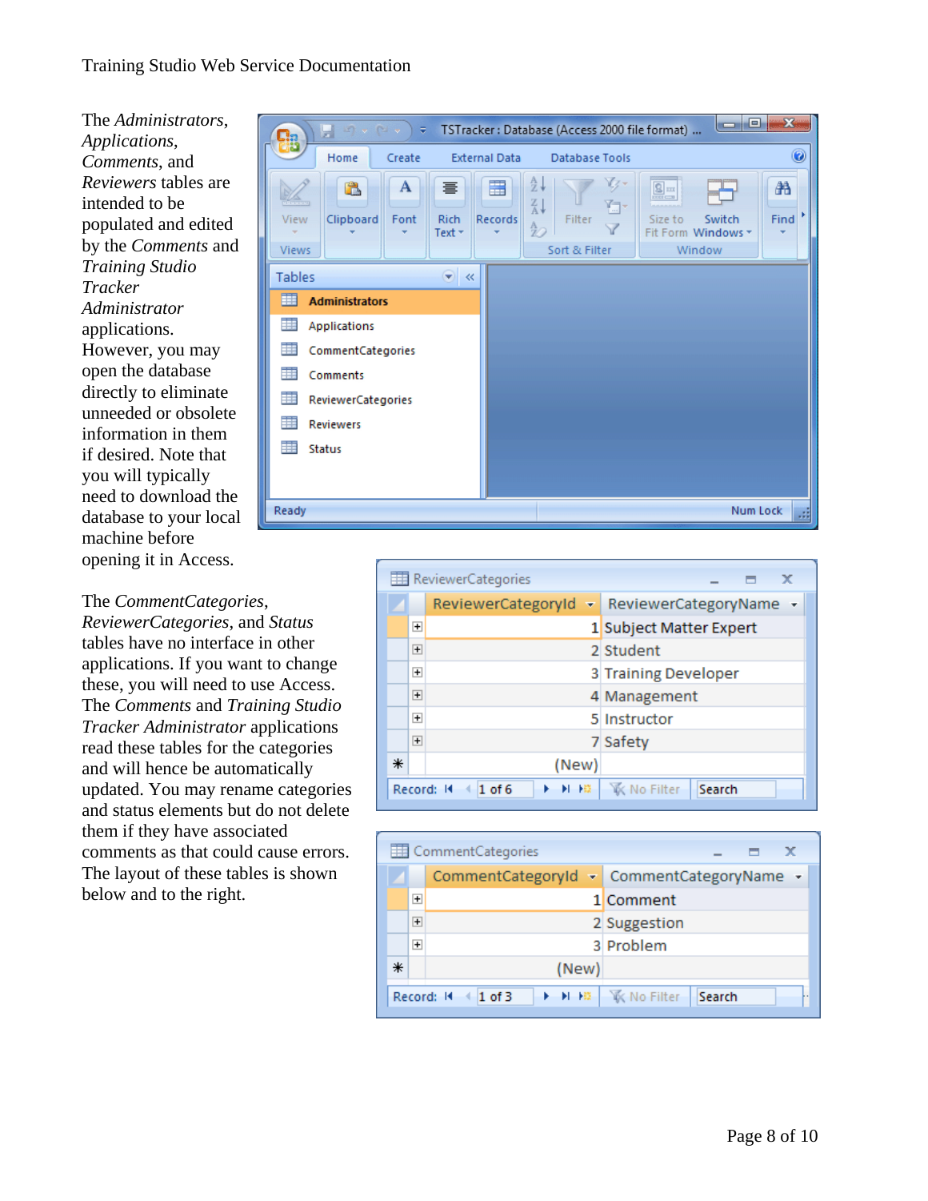The *Administrators*, *Applications*, *Comments*, and *Reviewers* tables are intended to be populated and edited by the *Comments* and *Training Studio Tracker Administrator* applications. However, you may open the database directly to eliminate unneeded or obsolete information in them if desired. Note that you will typically need to download the database to your local machine before opening it in Access.

The *CommentCategories*, *ReviewerCategories*, and *Status* tables have no interface in other applications. If you want to change these, you will need to use Access. The *Comments* and *Training Studio Tracker Administrator* applications read these tables for the categories and will hence be automatically updated. You may rename categories and status elements but do not delete them if they have associated comments as that could cause errors. The layout of these tables is shown below and to the right.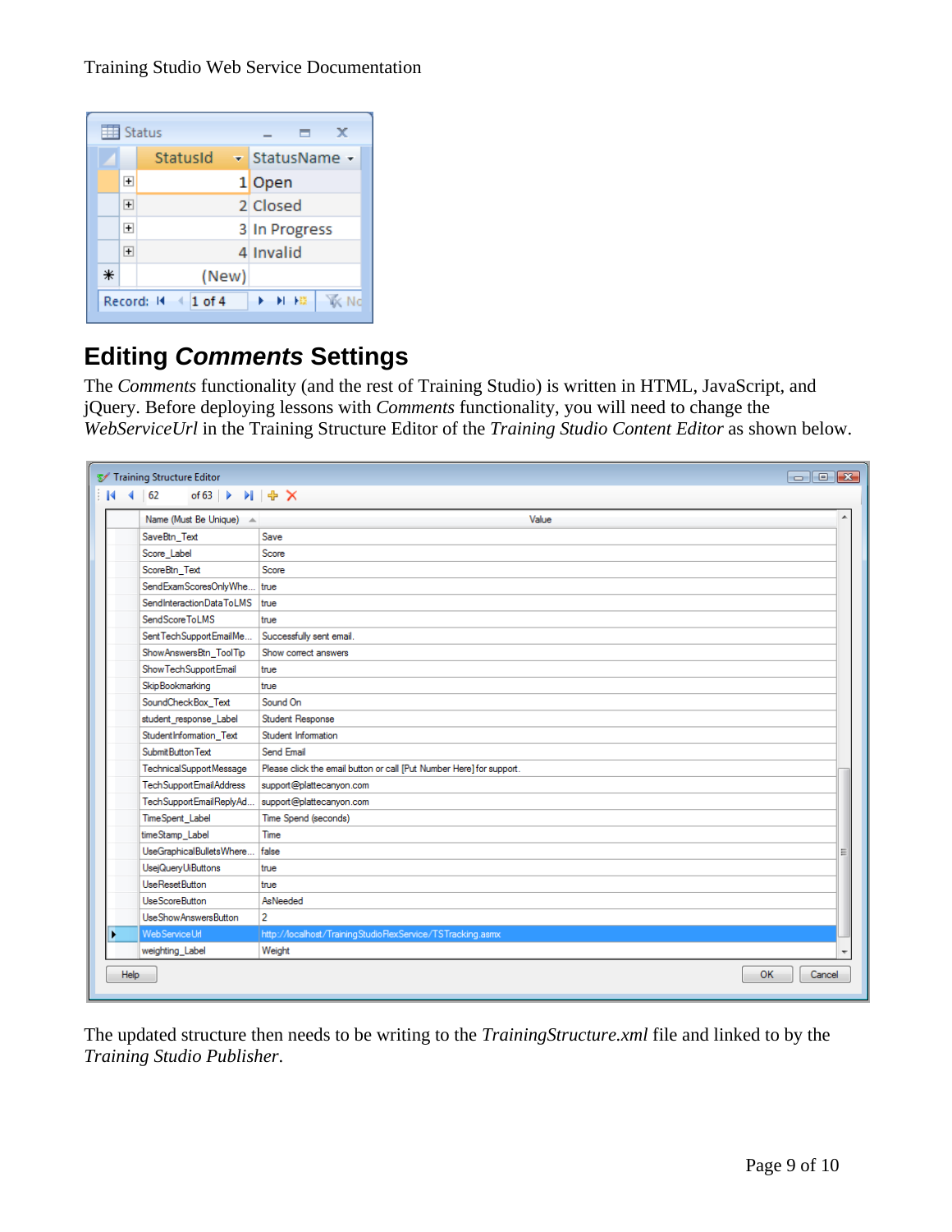| StatusId | StatusName |
| --- | --- |
| 1 | Open |
| 2 | Closed |
| 3 | In Progress |
| 4 | Invalid |

## Editing *Comments* Settings

The *Comments* functionality (and the rest of Training Studio) is written in HTML, JavaScript, and jQuery. Before deploying lessons with *Comments* functionality, you will need to change the *WebServiceUrl* in the Training Structure Editor of the *Training Studio Content Editor* as shown below.

| Name (Must Be Unique) | Value |
| --- | --- |
| SaveBtn_Text | Save |
| Score_Label | Score |
| ScoreBtn_Text | Score |
| SendExamScoresOnlyWhe... | true |
| SendInteractionDataToLMS | true |
| SendScoreToLMS | true |
| SentTechSupportEmailMe... | Successfully sent email. |
| ShowAnswersBtn_ToolTip | Show correct answers |
| ShowTechSupportEmail | true |
| SkipBookmarking | true |
| SoundCheckBox_Text | Sound On |
| student_response_Label | Student Response |
| StudentInformation_Text | Student Information |
| SubmitButtonText | Send Email |
| TechnicalSupportMessage | Please click the email button or call [Put Number Here] for support. |
| TechSupportEmailAddress | support@plattecanyon.com |
| TechSupportEmailReplyAd... | support@plattecanyon.com |
| TimeSpent_Label | Time Spend (seconds) |
| timeStamp_Label | Time |
| UseGraphicalBulletsWhere... | false |
| UsejQueryUiButtons | true |
| UseResetButton | true |
| UseScoreButton | AsNeeded |
| UseShowAnswersButton | 2 |
| WebServiceUrl | http://localhost/TrainingStudioFlexService/TSTracking.asmx |
| weighting_Label | Weight |

The updated structure then needs to be writing to the *TrainingStructure.xml* file and linked to by the *Training Studio Publisher*.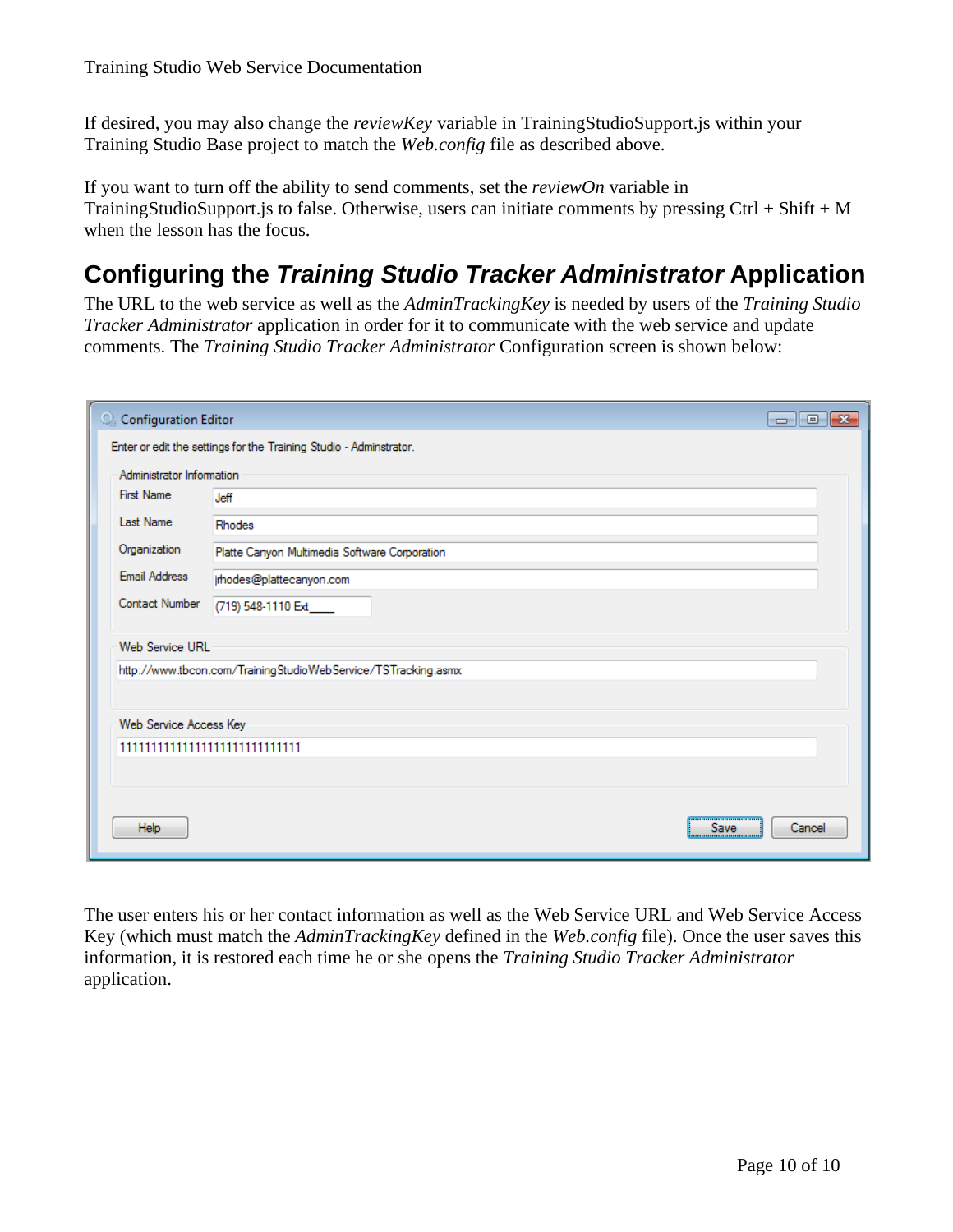If desired, you may also change the *reviewKey* variable in TrainingStudioSupport.js within your Training Studio Base project to match the *Web.config* file as described above.

If you want to turn off the ability to send comments, set the *reviewOn* variable in TrainingStudioSupport.js to false. Otherwise, users can initiate comments by pressing Ctrl + Shift + M when the lesson has the focus.

## Configuring the *Training Studio Tracker Administrator* Application

The URL to the web service as well as the *AdminTrackingKey* is needed by users of the *Training Studio Tracker Administrator* application in order for it to communicate with the web service and update comments. The *Training Studio Tracker Administrator* Configuration screen is shown below:

The user enters his or her contact information as well as the Web Service URL and Web Service Access Key (which must match the *AdminTrackingKey* defined in the *Web.config* file). Once the user saves this information, it is restored each time he or she opens the *Training Studio Tracker Administrator* application.